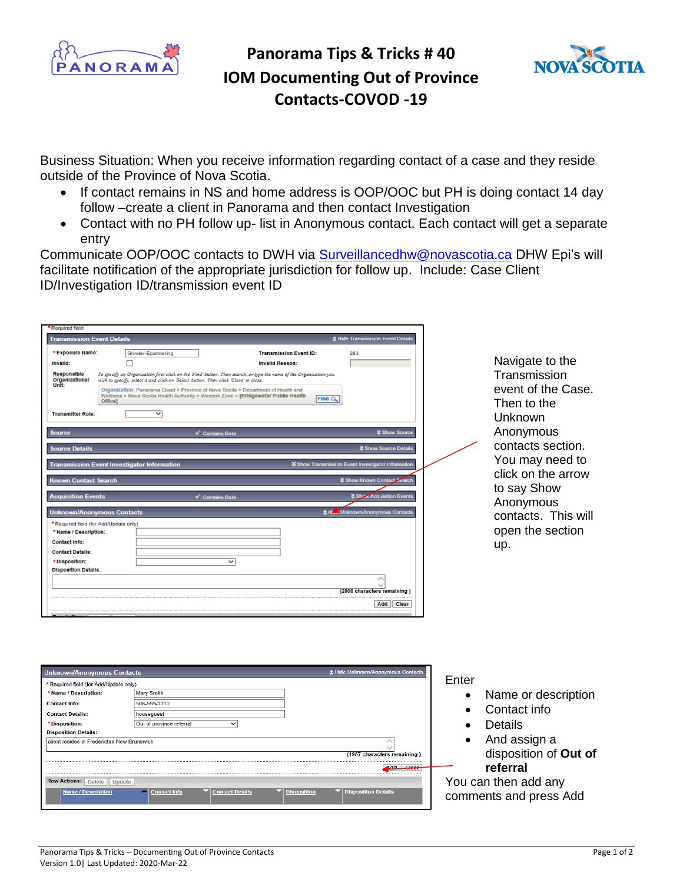# Panorama Tips & Tricks # 40

# IOM Documenting Out of Province Contacts-COVOD -19

Business Situation: When you receive information regarding contact of a case and they reside outside of the Province of Nova Scotia.

- If contact remains in NS and home address is OOP/OOC but PH is doing contact 14 day follow –create a client in Panorama and then contact Investigation
- Contact with no PH follow up- list in Anonymous contact. Each contact will get a separate entry

Communicate OOP/OOC contacts to DWH via Surveillancedhw@novascotia.ca DHW Epi's will facilitate notification of the appropriate jurisdiction for follow up. Include: Case Client ID/Investigation ID/transmission event ID

Navigate to the Transmission event of the Case. Then to the Unknown Anonymous contacts section. You may need to click on the arrow to say Show Anonymous contacts. This will open the section up.

Enter

- Name or description
- Contact info
- Details
- And assign a disposition of **Out of referral**

You can then add any comments and press Add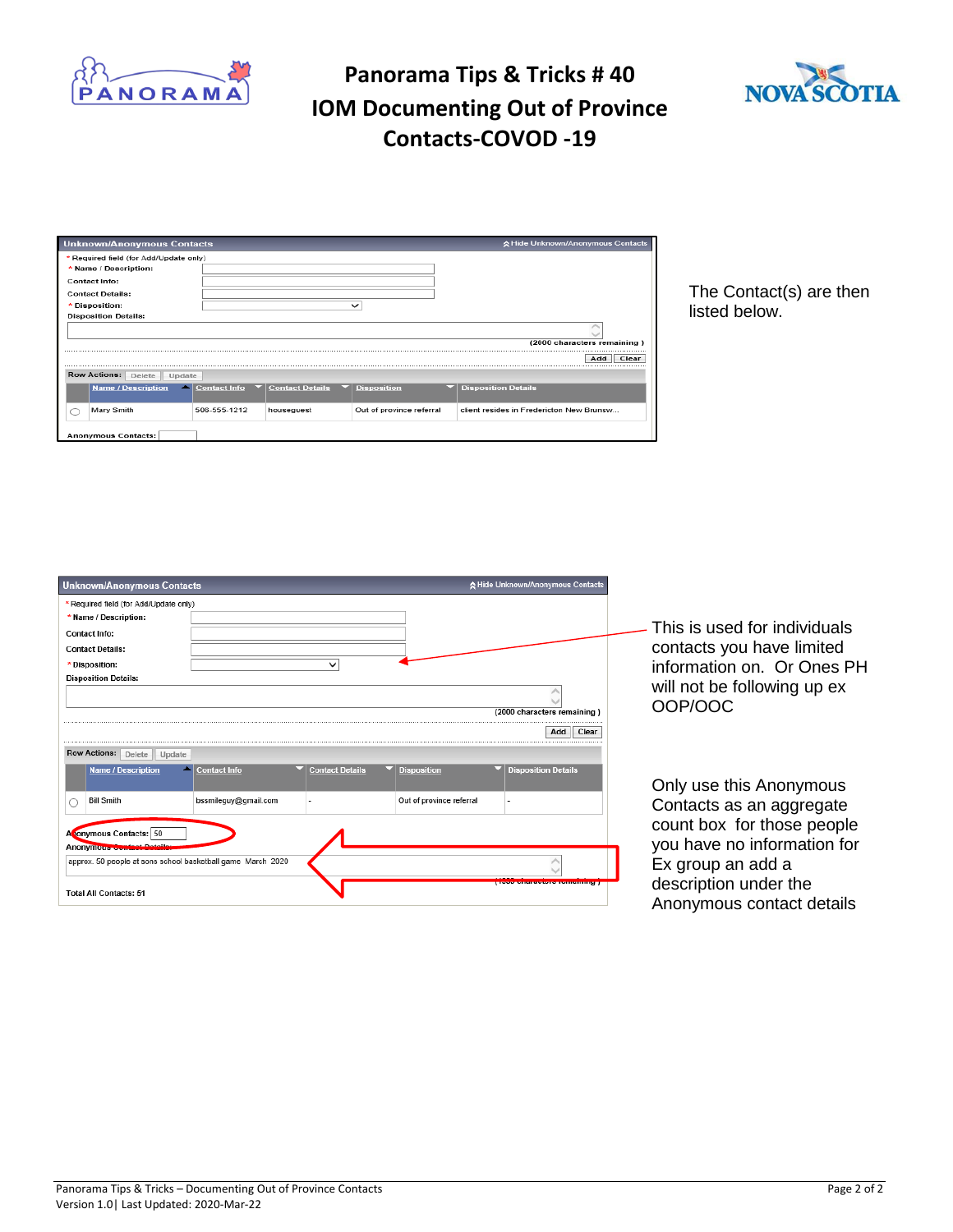# Panorama Tips & Tricks # 40
# IOM Documenting Out of Province Contacts-COVOD -19

**Unknown/Anonymous Contacts** — Hide Unknown/Anonymous Contacts

\* Required field (for Add/Update only)

\* Name / Description:

Contact Info:

Contact Details:

\* Disposition:

Disposition Details:

(2000 characters remaining )

Add | Clear

Row Actions: Delete | Update

| | Name / Description | Contact Info | Contact Details | Disposition | Disposition Details |
|---|---|---|---|---|---|
| ○ | Mary Smith | 506-555-1212 | houseguest | Out of province referral | client resides in Fredericton New Brunsw... |

Anonymous Contacts:

The Contact(s) are then listed below.

**Unknown/Anonymous Contacts** — Hide Unknown/Anonymous Contacts

\* Required field (for Add/Update only)

\* Name / Description:

Contact Info:

Contact Details:

\* Disposition:

Disposition Details:

(2000 characters remaining )

Add | Clear

Row Actions: Delete | Update

| | Name / Description | Contact Info | Contact Details | Disposition | Disposition Details |
|---|---|---|---|---|---|
| ○ | Bill Smith | bssmileguy@gmail.com | - | Out of province referral | - |

Anonymous Contacts: 50

Anonymous Contact Details:

approx. 50 people at sons school basketball game March 2020

Total All Contacts: 51

This is used for individuals contacts you have limited information on. Or Ones PH will not be following up ex OOP/OOC

Only use this Anonymous Contacts as an aggregate count box for those people you have no information for Ex group an add a description under the Anonymous contact details

Panorama Tips & Tricks – Documenting Out of Province Contacts
Version 1.0| Last Updated: 2020-Mar-22